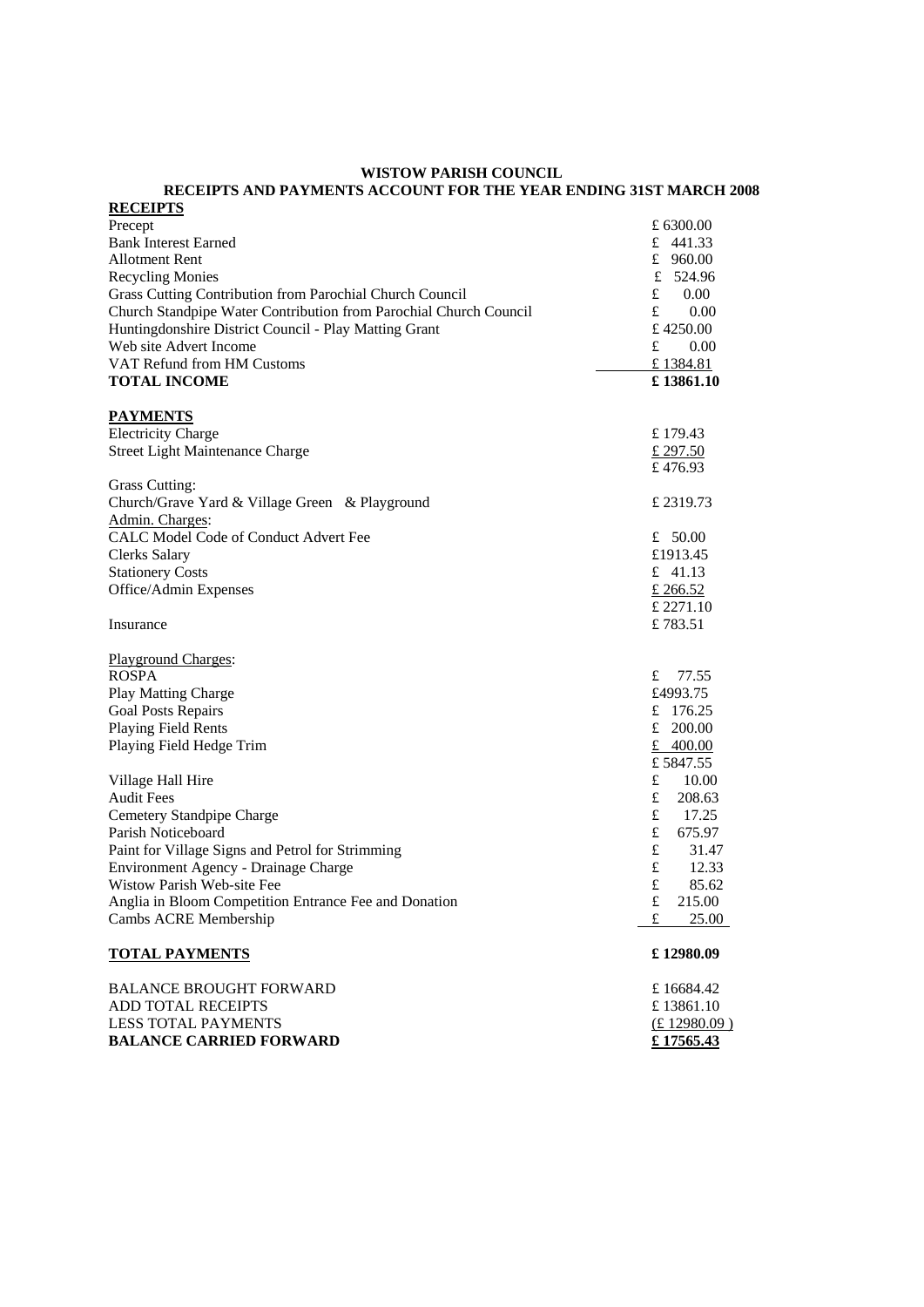# WISTOW PARISH COUNCIL

## RECEIPTS AND PAYMENTS ACCOUNT FOR THE YEAR ENDING 31ST MARCH 2008

**RECEIPTS**

| | |
|---|---|
| Precept | £ 6300.00 |
| Bank Interest Earned | £ 441.33 |
| Allotment Rent | £ 960.00 |
| Recycling Monies | £ 524.96 |
| Grass Cutting Contribution from Parochial Church Council | £ 0.00 |
| Church Standpipe Water Contribution from Parochial Church Council | £ 0.00 |
| Huntingdonshire District Council - Play Matting Grant | £ 4250.00 |
| Web site Advert Income | £ 0.00 |
| VAT Refund from HM Customs | £ 1384.81 |
| **TOTAL INCOME** | **£ 13861.10** |

**PAYMENTS**

| | |
|---|---|
| Electricity Charge | £ 179.43 |
| Street Light Maintenance Charge | £ 297.50 |
| | £ 476.93 |
| Grass Cutting: | |
| Church/Grave Yard & Village Green & Playground | £ 2319.73 |
| Admin. Charges: | |
| CALC Model Code of Conduct Advert Fee | £ 50.00 |
| Clerks Salary | £1913.45 |
| Stationery Costs | £ 41.13 |
| Office/Admin Expenses | £ 266.52 |
| | £ 2271.10 |
| Insurance | £ 783.51 |
| Playground Charges: | |
| ROSPA | £ 77.55 |
| Play Matting Charge | £4993.75 |
| Goal Posts Repairs | £ 176.25 |
| Playing Field Rents | £ 200.00 |
| Playing Field Hedge Trim | £ 400.00 |
| | £ 5847.55 |
| Village Hall Hire | £ 10.00 |
| Audit Fees | £ 208.63 |
| Cemetery Standpipe Charge | £ 17.25 |
| Parish Noticeboard | £ 675.97 |
| Paint for Village Signs and Petrol for Strimming | £ 31.47 |
| Environment Agency - Drainage Charge | £ 12.33 |
| Wistow Parish Web-site Fee | £ 85.62 |
| Anglia in Bloom Competition Entrance Fee and Donation | £ 215.00 |
| Cambs ACRE Membership | £ 25.00 |
| **TOTAL PAYMENTS** | **£ 12980.09** |

| | |
|---|---|
| BALANCE BROUGHT FORWARD | £ 16684.42 |
| ADD TOTAL RECEIPTS | £ 13861.10 |
| LESS TOTAL PAYMENTS | (£ 12980.09 ) |
| **BALANCE CARRIED FORWARD** | **£ 17565.43** |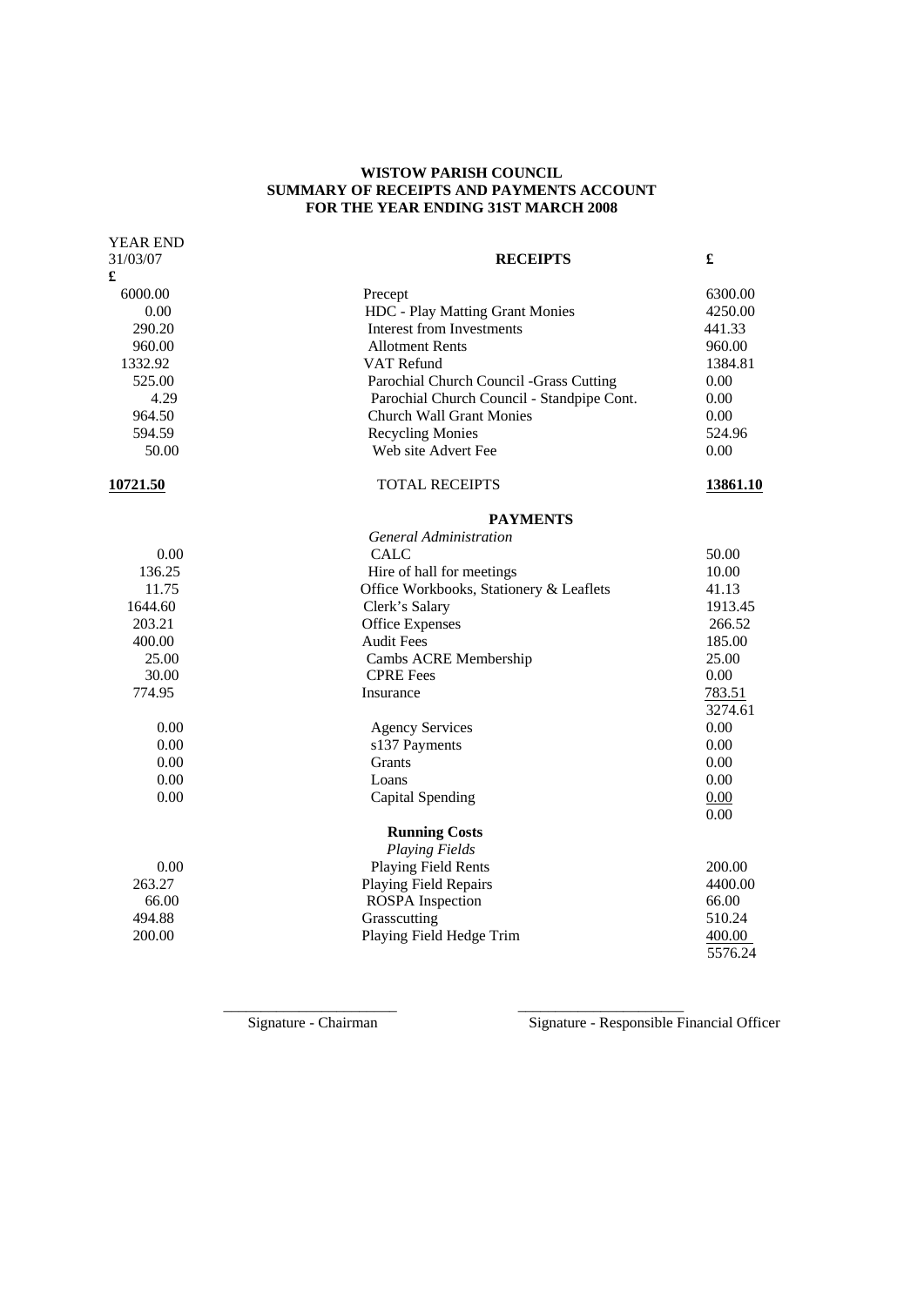**WISTOW PARISH COUNCIL**
**SUMMARY OF RECEIPTS AND PAYMENTS ACCOUNT**
**FOR THE YEAR ENDING 31ST MARCH 2008**

| YEAR END 31/03/07 £ | RECEIPTS | £ |
|---|---|---|
| 6000.00 | Precept | 6300.00 |
| 0.00 | HDC - Play Matting Grant Monies | 4250.00 |
| 290.20 | Interest from Investments | 441.33 |
| 960.00 | Allotment Rents | 960.00 |
| 1332.92 | VAT Refund | 1384.81 |
| 525.00 | Parochial Church Council -Grass Cutting | 0.00 |
| 4.29 | Parochial Church Council - Standpipe Cont. | 0.00 |
| 964.50 | Church Wall Grant Monies | 0.00 |
| 594.59 | Recycling Monies | 524.96 |
| 50.00 | Web site Advert Fee | 0.00 |
| **10721.50** | TOTAL RECEIPTS | **13861.10** |
| | **PAYMENTS** | |
| | *General Administration* | |
| 0.00 | CALC | 50.00 |
| 136.25 | Hire of hall for meetings | 10.00 |
| 11.75 | Office Workbooks, Stationery & Leaflets | 41.13 |
| 1644.60 | Clerk's Salary | 1913.45 |
| 203.21 | Office Expenses | 266.52 |
| 400.00 | Audit Fees | 185.00 |
| 25.00 | Cambs ACRE Membership | 25.00 |
| 30.00 | CPRE Fees | 0.00 |
| 774.95 | Insurance | 783.51 |
| | | 3274.61 |
| 0.00 | Agency Services | 0.00 |
| 0.00 | s137 Payments | 0.00 |
| 0.00 | Grants | 0.00 |
| 0.00 | Loans | 0.00 |
| 0.00 | Capital Spending | 0.00 |
| | | 0.00 |
| | **Running Costs** | |
| | *Playing Fields* | |
| 0.00 | Playing Field Rents | 200.00 |
| 263.27 | Playing Field Repairs | 4400.00 |
| 66.00 | ROSPA Inspection | 66.00 |
| 494.88 | Grasscutting | 510.24 |
| 200.00 | Playing Field Hedge Trim | 400.00 |
| | | 5576.24 |

______________________ Signature - Chairman

______________________ Signature - Responsible Financial Officer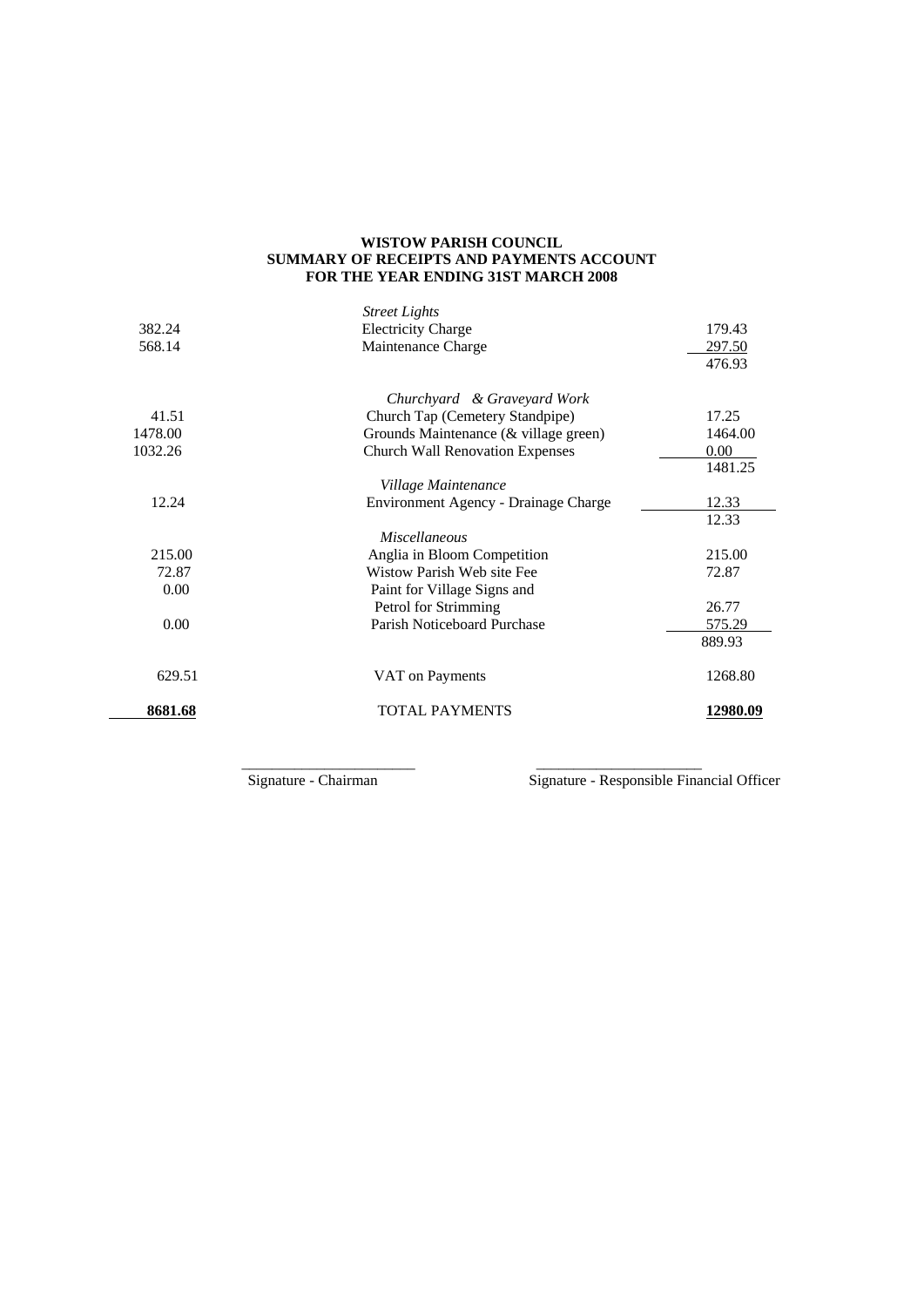**WISTOW PARISH COUNCIL**
**SUMMARY OF RECEIPTS AND PAYMENTS ACCOUNT**
**FOR THE YEAR ENDING 31ST MARCH 2008**

| | | |
|---|---|---|
| | *Street Lights* | |
| 382.24 | Electricity Charge | 179.43 |
| 568.14 | Maintenance Charge | 297.50 |
| | | 476.93 |
| | *Churchyard & Graveyard Work* | |
| 41.51 | Church Tap (Cemetery Standpipe) | 17.25 |
| 1478.00 | Grounds Maintenance (& village green) | 1464.00 |
| 1032.26 | Church Wall Renovation Expenses | 0.00 |
| | | 1481.25 |
| | *Village Maintenance* | |
| 12.24 | Environment Agency - Drainage Charge | 12.33 |
| | | 12.33 |
| | *Miscellaneous* | |
| 215.00 | Anglia in Bloom Competition | 215.00 |
| 72.87 | Wistow Parish Web site Fee | 72.87 |
| 0.00 | Paint for Village Signs and | |
| | Petrol for Strimming | 26.77 |
| 0.00 | Parish Noticeboard Purchase | 575.29 |
| | | 889.93 |
| 629.51 | VAT on Payments | 1268.80 |
| **8681.68** | TOTAL PAYMENTS | **12980.09** |

\_\_\_\_\_\_\_\_\_\_\_\_\_\_\_\_\_\_\_\_\_\_\_ Signature - Chairman

\_\_\_\_\_\_\_\_\_\_\_\_\_\_\_\_\_\_\_\_\_\_\_ Signature - Responsible Financial Officer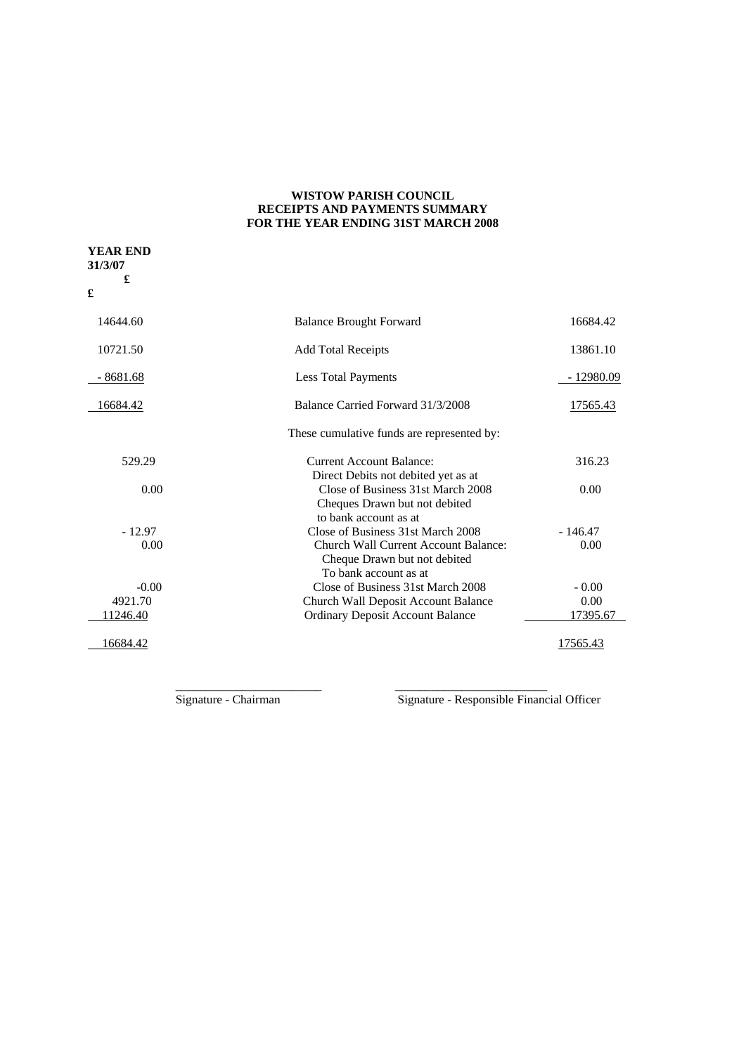**WISTOW PARISH COUNCIL**
**RECEIPTS AND PAYMENTS SUMMARY**
**FOR THE YEAR ENDING 31ST MARCH 2008**

| YEAR END 31/3/07 £ | | £ |
|---|---|---|
| 14644.60 | Balance Brought Forward | 16684.42 |
| 10721.50 | Add Total Receipts | 13861.10 |
| - 8681.68 | Less Total Payments | - 12980.09 |
| 16684.42 | Balance Carried Forward 31/3/2008 | 17565.43 |
| | These cumulative funds are represented by: | |
| 529.29 | Current Account Balance: | 316.23 |
| 0.00 | Direct Debits not debited yet as at Close of Business 31st March 2008 | 0.00 |
| - 12.97 | Cheques Drawn but not debited to bank account as at Close of Business 31st March 2008 | - 146.47 |
| 0.00 | Church Wall Current Account Balance: | 0.00 |
| -0.00 | Cheque Drawn but not debited To bank account as at Close of Business 31st March 2008 | - 0.00 |
| 4921.70 | Church Wall Deposit Account Balance | 0.00 |
| 11246.40 | Ordinary Deposit Account Balance | 17395.67 |
| 16684.42 | | 17565.43 |

________________________ Signature - Chairman

________________________ Signature - Responsible Financial Officer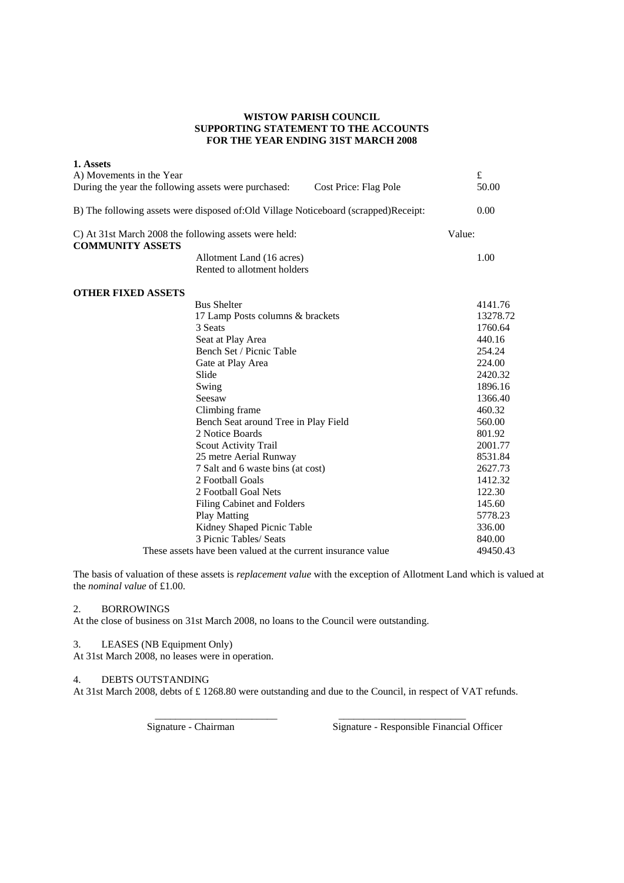**WISTOW PARISH COUNCIL**
**SUPPORTING STATEMENT TO THE ACCOUNTS**
**FOR THE YEAR ENDING 31ST MARCH 2008**

**1. Assets**

A) Movements in the Year

| | | £ |
|---|---|---|
| During the year the following assets were purchased: | Cost Price: Flag Pole | 50.00 |

B) The following assets were disposed of:Old Village Noticeboard (scrapped)Receipt: 0.00

C) At 31st March 2008 the following assets were held: Value:

**COMMUNITY ASSETS**

| | |
|---|---|
| Allotment Land (16 acres) Rented to allotment holders | 1.00 |

**OTHER FIXED ASSETS**

| | |
|---|---|
| Bus Shelter | 4141.76 |
| 17 Lamp Posts columns & brackets | 13278.72 |
| 3 Seats | 1760.64 |
| Seat at Play Area | 440.16 |
| Bench Set / Picnic Table | 254.24 |
| Gate at Play Area | 224.00 |
| Slide | 2420.32 |
| Swing | 1896.16 |
| Seesaw | 1366.40 |
| Climbing frame | 460.32 |
| Bench Seat around Tree in Play Field | 560.00 |
| 2 Notice Boards | 801.92 |
| Scout Activity Trail | 2001.77 |
| 25 metre Aerial Runway | 8531.84 |
| 7 Salt and 6 waste bins (at cost) | 2627.73 |
| 2 Football Goals | 1412.32 |
| 2 Football Goal Nets | 122.30 |
| Filing Cabinet and Folders | 145.60 |
| Play Matting | 5778.23 |
| Kidney Shaped Picnic Table | 336.00 |
| 3 Picnic Tables/ Seats | 840.00 |
| These assets have been valued at the current insurance value | 49450.43 |

The basis of valuation of these assets is *replacement value* with the exception of Allotment Land which is valued at the *nominal value* of £1.00.

2. BORROWINGS

At the close of business on 31st March 2008, no loans to the Council were outstanding.

3. LEASES (NB Equipment Only)

At 31st March 2008, no leases were in operation.

4. DEBTS OUTSTANDING

At 31st March 2008, debts of £ 1268.80 were outstanding and due to the Council, in respect of VAT refunds.

\_\_\_\_\_\_\_\_\_\_\_\_\_\_\_\_\_\_\_\_\_\_\_\_ \_\_\_\_\_\_\_\_\_\_\_\_\_\_\_\_\_\_\_\_\_\_\_\_

Signature - Chairman Signature - Responsible Financial Officer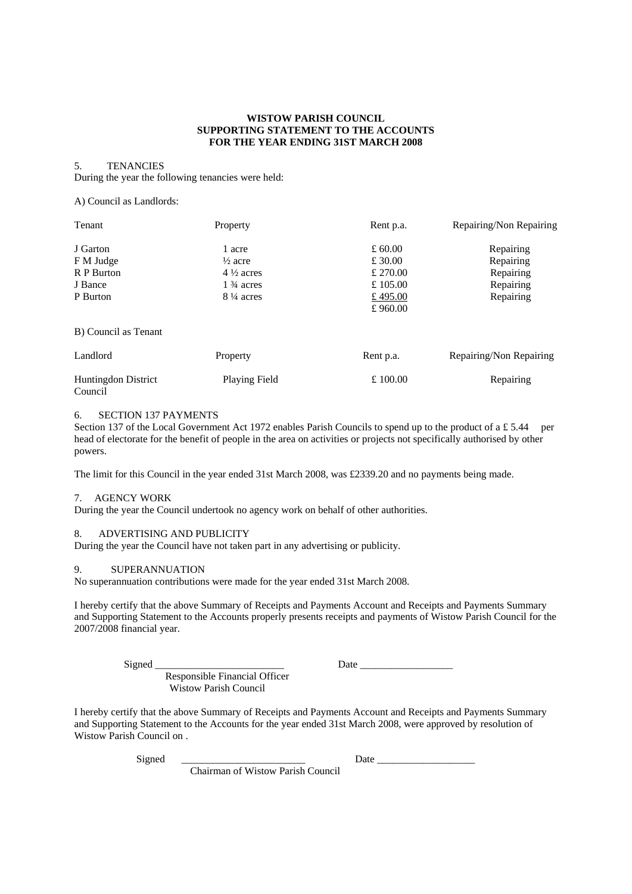**WISTOW PARISH COUNCIL**
**SUPPORTING STATEMENT TO THE ACCOUNTS**
**FOR THE YEAR ENDING 31ST MARCH 2008**

5. TENANCIES

During the year the following tenancies were held:

A) Council as Landlords:

| Tenant | Property | Rent p.a. | Repairing/Non Repairing |
|---|---|---|---|
| J Garton | 1 acre | £ 60.00 | Repairing |
| F M Judge | ½ acre | £ 30.00 | Repairing |
| R P Burton | 4 ½ acres | £ 270.00 | Repairing |
| J Bance | 1 ¾ acres | £ 105.00 | Repairing |
| P Burton | 8 ¼ acres | £ 495.00 | Repairing |
| | | £ 960.00 | |

B) Council as Tenant

| Landlord | Property | Rent p.a. | Repairing/Non Repairing |
|---|---|---|---|
| Huntingdon District Council | Playing Field | £ 100.00 | Repairing |

6. SECTION 137 PAYMENTS

Section 137 of the Local Government Act 1972 enables Parish Councils to spend up to the product of a £ 5.44 per head of electorate for the benefit of people in the area on activities or projects not specifically authorised by other powers.

The limit for this Council in the year ended 31st March 2008, was £2339.20 and no payments being made.

7. AGENCY WORK

During the year the Council undertook no agency work on behalf of other authorities.

8. ADVERTISING AND PUBLICITY

During the year the Council have not taken part in any advertising or publicity.

9. SUPERANNUATION

No superannuation contributions were made for the year ended 31st March 2008.

I hereby certify that the above Summary of Receipts and Payments Account and Receipts and Payments Summary and Supporting Statement to the Accounts properly presents receipts and payments of Wistow Parish Council for the 2007/2008 financial year.

Signed _________________________ Date __________________
Responsible Financial Officer
Wistow Parish Council

I hereby certify that the above Summary of Receipts and Payments Account and Receipts and Payments Summary and Supporting Statement to the Accounts for the year ended 31st March 2008, were approved by resolution of Wistow Parish Council on .

Signed _________________________ Date ___________________
Chairman of Wistow Parish Council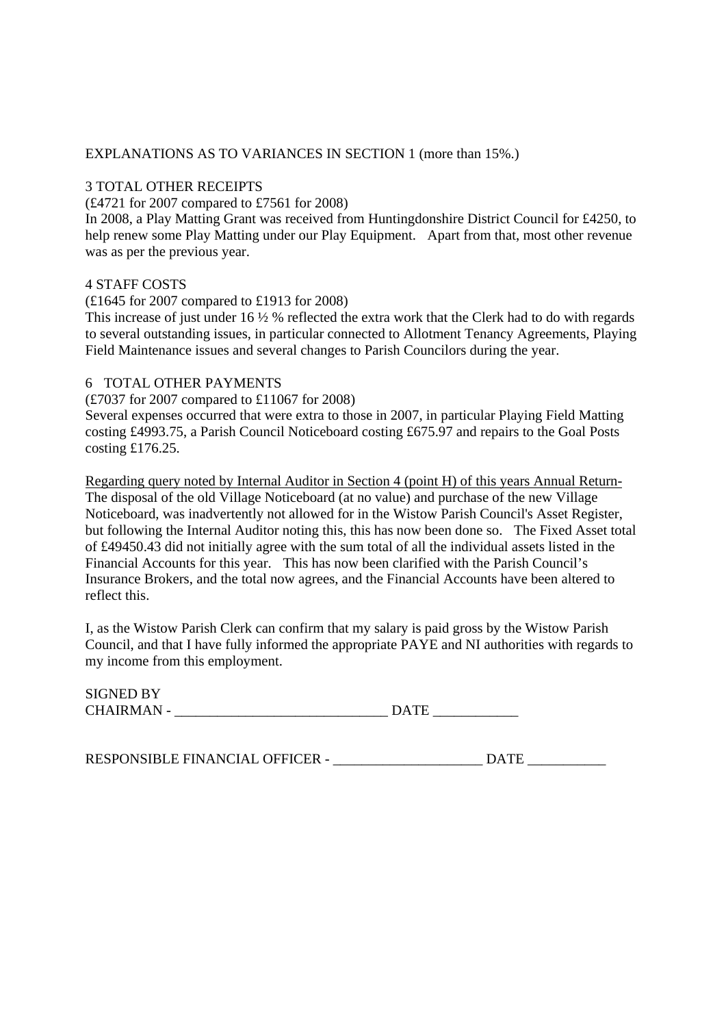EXPLANATIONS AS TO VARIANCES IN SECTION 1 (more than 15%.)

3 TOTAL OTHER RECEIPTS

(£4721 for 2007 compared to £7561 for 2008)

In 2008, a Play Matting Grant was received from Huntingdonshire District Council for £4250, to help renew some Play Matting under our Play Equipment. Apart from that, most other revenue was as per the previous year.

4 STAFF COSTS

(£1645 for 2007 compared to £1913 for 2008)

This increase of just under 16 ½ % reflected the extra work that the Clerk had to do with regards to several outstanding issues, in particular connected to Allotment Tenancy Agreements, Playing Field Maintenance issues and several changes to Parish Councilors during the year.

6 TOTAL OTHER PAYMENTS

(£7037 for 2007 compared to £11067 for 2008)

Several expenses occurred that were extra to those in 2007, in particular Playing Field Matting costing £4993.75, a Parish Council Noticeboard costing £675.97 and repairs to the Goal Posts costing £176.25.

<u>Regarding query noted by Internal Auditor in Section 4 (point H) of this years Annual Return-</u>
The disposal of the old Village Noticeboard (at no value) and purchase of the new Village Noticeboard, was inadvertently not allowed for in the Wistow Parish Council's Asset Register, but following the Internal Auditor noting this, this has now been done so. The Fixed Asset total of £49450.43 did not initially agree with the sum total of all the individual assets listed in the Financial Accounts for this year. This has now been clarified with the Parish Council's Insurance Brokers, and the total now agrees, and the Financial Accounts have been altered to reflect this.

I, as the Wistow Parish Clerk can confirm that my salary is paid gross by the Wistow Parish Council, and that I have fully informed the appropriate PAYE and NI authorities with regards to my income from this employment.

SIGNED BY
CHAIRMAN - ______________________________ DATE ____________

RESPONSIBLE FINANCIAL OFFICER - _____________________ DATE ___________